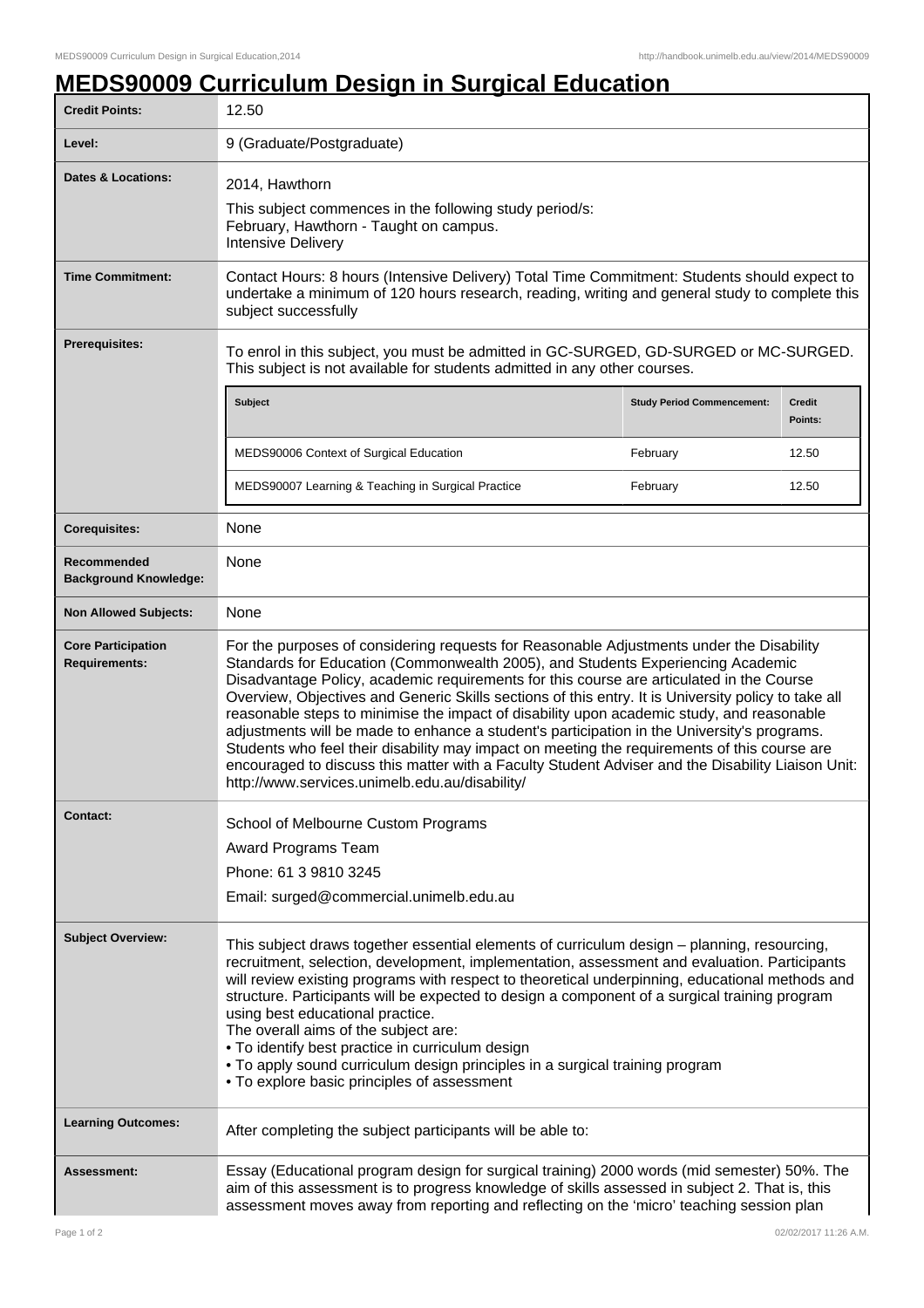# MEDS90009 Curriculum Design in Surgical Education

| | |
|---|---|
| **Credit Points:** | 12.50 |
| **Level:** | 9 (Graduate/Postgraduate) |
| **Dates & Locations:** | 2014, Hawthorn<br>This subject commences in the following study period/s:<br>February, Hawthorn - Taught on campus.<br>Intensive Delivery |
| **Time Commitment:** | Contact Hours: 8 hours (Intensive Delivery) Total Time Commitment: Students should expect to undertake a minimum of 120 hours research, reading, writing and general study to complete this subject successfully |
| **Prerequisites:** | To enrol in this subject, you must be admitted in GC-SURGED, GD-SURGED or MC-SURGED. This subject is not available for students admitted in any other courses. |
| **Corequisites:** | None |
| **Recommended Background Knowledge:** | None |
| **Non Allowed Subjects:** | None |
| **Core Participation Requirements:** | For the purposes of considering requests for Reasonable Adjustments under the Disability Standards for Education (Commonwealth 2005), and Students Experiencing Academic Disadvantage Policy, academic requirements for this course are articulated in the Course Overview, Objectives and Generic Skills sections of this entry. It is University policy to take all reasonable steps to minimise the impact of disability upon academic study, and reasonable adjustments will be made to enhance a student's participation in the University's programs. Students who feel their disability may impact on meeting the requirements of this course are encouraged to discuss this matter with a Faculty Student Adviser and the Disability Liaison Unit: http://www.services.unimelb.edu.au/disability/ |
| **Contact:** | School of Melbourne Custom Programs<br>Award Programs Team<br>Phone: 61 3 9810 3245<br>Email: surged@commercial.unimelb.edu.au |
| **Subject Overview:** | This subject draws together essential elements of curriculum design – planning, resourcing, recruitment, selection, development, implementation, assessment and evaluation. Participants will review existing programs with respect to theoretical underpinning, educational methods and structure. Participants will be expected to design a component of a surgical training program using best educational practice.<br>The overall aims of the subject are:<br>• To identify best practice in curriculum design<br>• To apply sound curriculum design principles in a surgical training program<br>• To explore basic principles of assessment |
| **Learning Outcomes:** | After completing the subject participants will be able to: |
| **Assessment:** | Essay (Educational program design for surgical training) 2000 words (mid semester) 50%. The aim of this assessment is to progress knowledge of skills assessed in subject 2. That is, this assessment moves away from reporting and reflecting on the 'micro' teaching session plan |

Prerequisite subjects:

| Subject | Study Period Commencement: | Credit Points: |
|---|---|---|
| MEDS90006 Context of Surgical Education | February | 12.50 |
| MEDS90007 Learning & Teaching in Surgical Practice | February | 12.50 |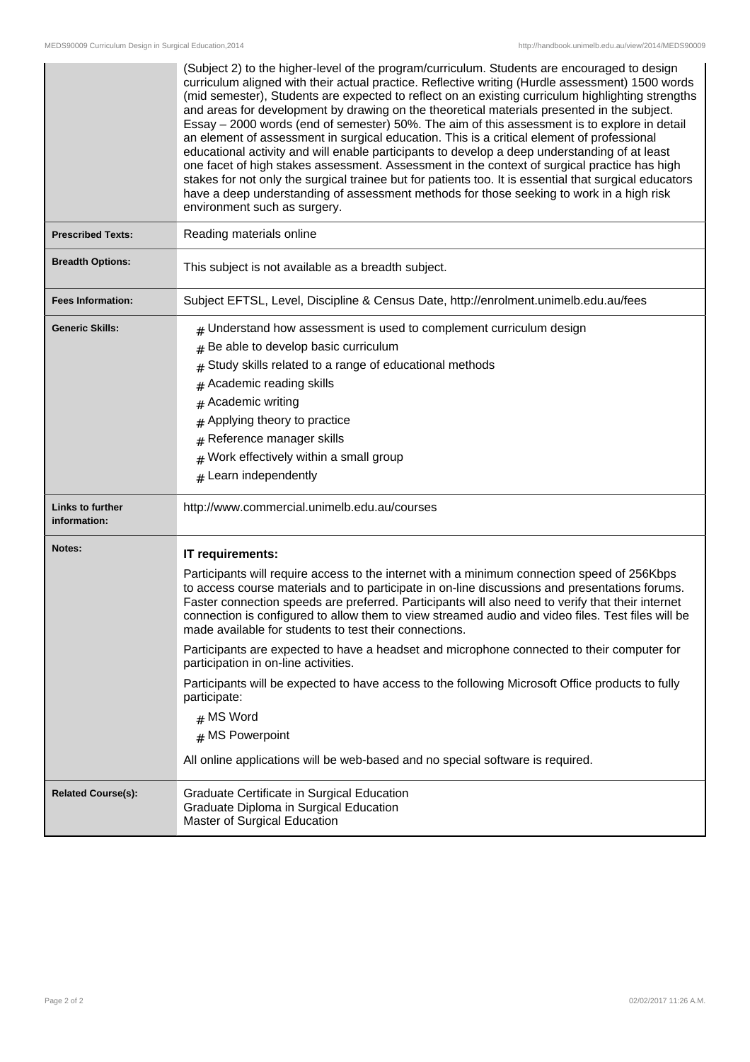| | |
|---|---|
| | (Subject 2) to the higher-level of the program/curriculum. Students are encouraged to design curriculum aligned with their actual practice. Reflective writing (Hurdle assessment) 1500 words (mid semester), Students are expected to reflect on an existing curriculum highlighting strengths and areas for development by drawing on the theoretical materials presented in the subject. Essay – 2000 words (end of semester) 50%. The aim of this assessment is to explore in detail an element of assessment in surgical education. This is a critical element of professional educational activity and will enable participants to develop a deep understanding of at least one facet of high stakes assessment. Assessment in the context of surgical practice has high stakes for not only the surgical trainee but for patients too. It is essential that surgical educators have a deep understanding of assessment methods for those seeking to work in a high risk environment such as surgery. |
| **Prescribed Texts:** | Reading materials online |
| **Breadth Options:** | This subject is not available as a breadth subject. |
| **Fees Information:** | Subject EFTSL, Level, Discipline & Census Date, http://enrolment.unimelb.edu.au/fees |
| **Generic Skills:** | # Understand how assessment is used to complement curriculum design<br># Be able to develop basic curriculum<br># Study skills related to a range of educational methods<br># Academic reading skills<br># Academic writing<br># Applying theory to practice<br># Reference manager skills<br># Work effectively within a small group<br># Learn independently |
| **Links to further information:** | http://www.commercial.unimelb.edu.au/courses |
| **Notes:** | **IT requirements:**<br>Participants will require access to the internet with a minimum connection speed of 256Kbps to access course materials and to participate in on-line discussions and presentations forums. Faster connection speeds are preferred. Participants will also need to verify that their internet connection is configured to allow them to view streamed audio and video files. Test files will be made available for students to test their connections.<br>Participants are expected to have a headset and microphone connected to their computer for participation in on-line activities.<br>Participants will be expected to have access to the following Microsoft Office products to fully participate:<br># MS Word<br># MS Powerpoint<br>All online applications will be web-based and no special software is required. |
| **Related Course(s):** | Graduate Certificate in Surgical Education<br>Graduate Diploma in Surgical Education<br>Master of Surgical Education |